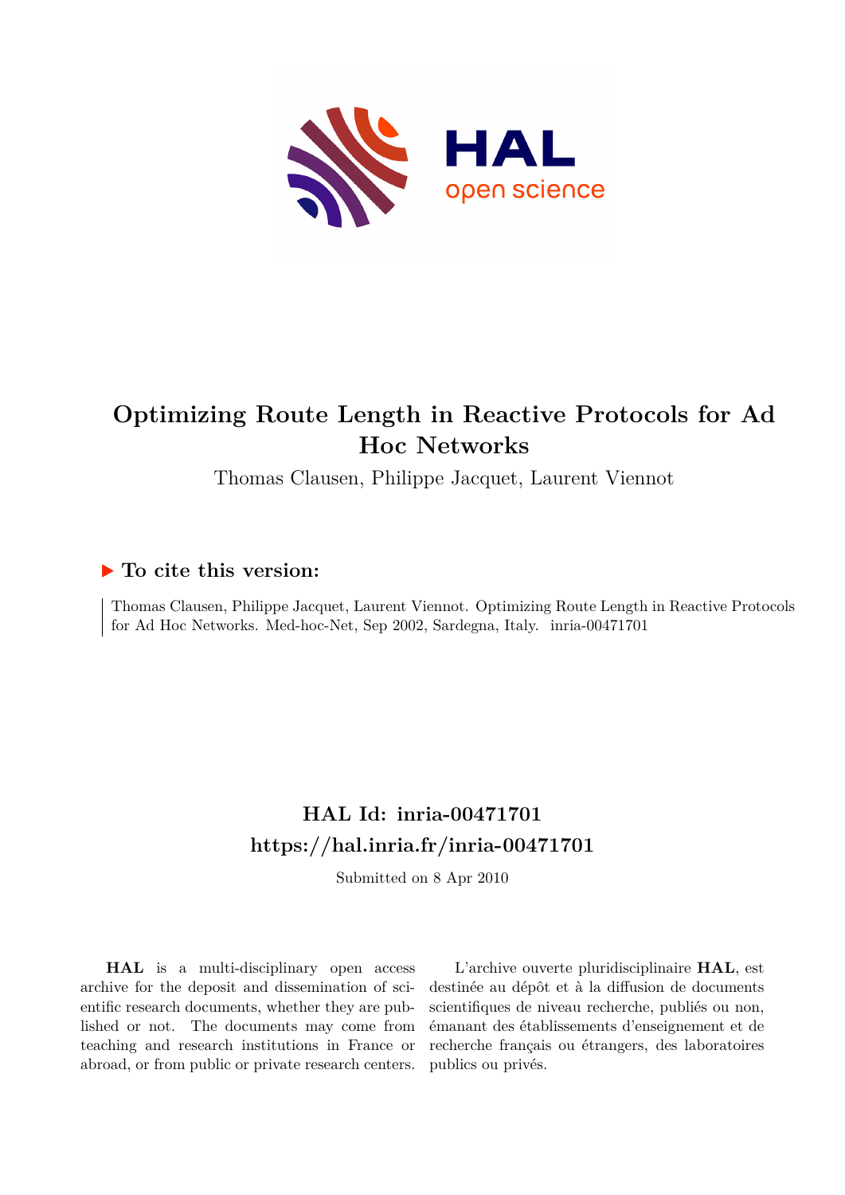# Optimizing Route Length in Reactive Protocols for Ad Hoc Networks

Thomas Clausen, Philippe Jacquet, Laurent Viennot

## ▶ To cite this version:

Thomas Clausen, Philippe Jacquet, Laurent Viennot. Optimizing Route Length in Reactive Protocols for Ad Hoc Networks. Med-hoc-Net, Sep 2002, Sardegna, Italy. inria-00471701

## HAL Id: inria-00471701

## https://hal.inria.fr/inria-00471701

Submitted on 8 Apr 2010

**HAL** is a multi-disciplinary open access archive for the deposit and dissemination of scientific research documents, whether they are published or not. The documents may come from teaching and research institutions in France or abroad, or from public or private research centers.

L'archive ouverte pluridisciplinaire **HAL**, est destinée au dépôt et à la diffusion de documents scientifiques de niveau recherche, publiés ou non, émanant des établissements d'enseignement et de recherche français ou étrangers, des laboratoires publics ou privés.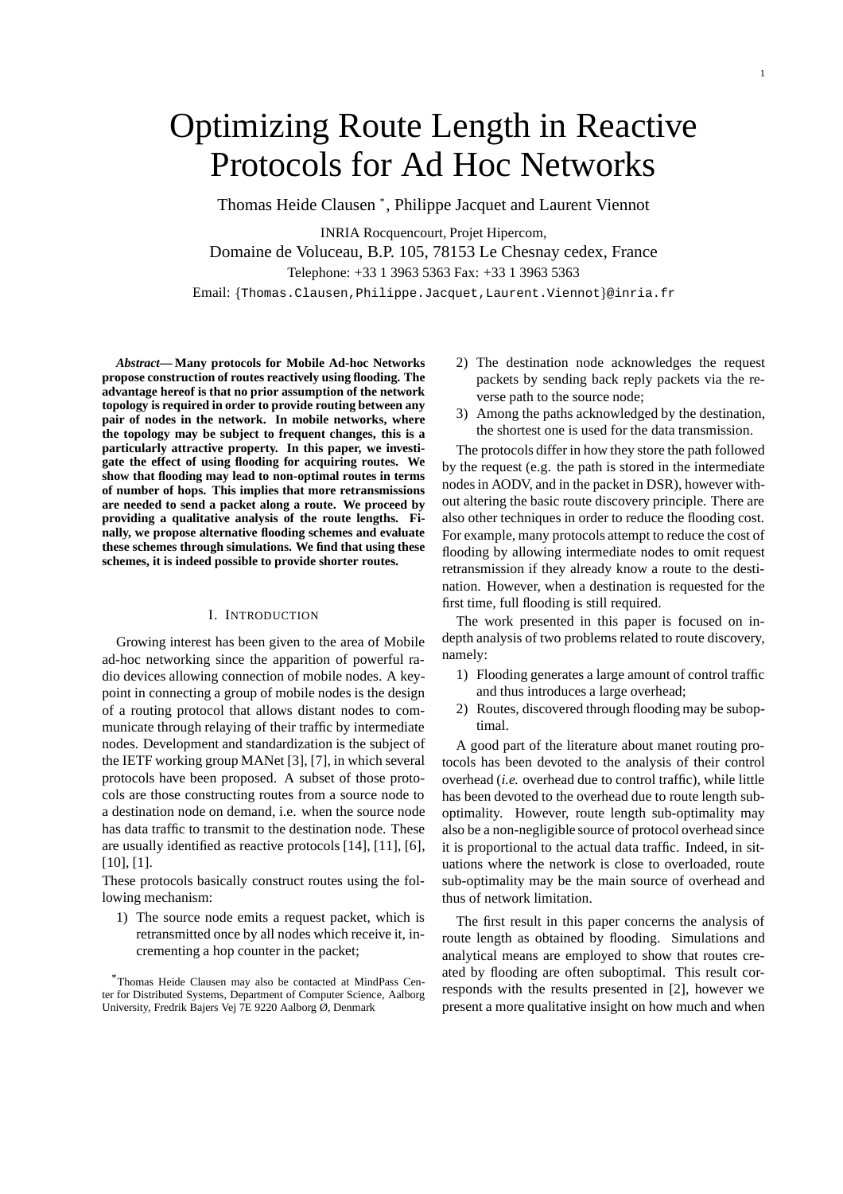# Optimizing Route Length in Reactive Protocols for Ad Hoc Networks

Thomas Heide Clausen *, Philippe Jacquet and Laurent Viennot

INRIA Rocquencourt, Projet Hipercom,

Domaine de Voluceau, B.P. 105, 78153 Le Chesnay cedex, France

Telephone: +33 1 3963 5363 Fax: +33 1 3963 5363

Email: {Thomas.Clausen,Philippe.Jacquet,Laurent.Viennot}@inria.fr

***Abstract*— Many protocols for Mobile Ad-hoc Networks propose construction of routes reactively using flooding. The advantage hereof is that no prior assumption of the network topology is required in order to provide routing between any pair of nodes in the network. In mobile networks, where the topology may be subject to frequent changes, this is a particularly attractive property. In this paper, we investigate the effect of using flooding for acquiring routes. We show that flooding may lead to non-optimal routes in terms of number of hops. This implies that more retransmissions are needed to send a packet along a route. We proceed by providing a qualitative analysis of the route lengths. Finally, we propose alternative flooding schemes and evaluate these schemes through simulations. We find that using these schemes, it is indeed possible to provide shorter routes.**

## I. Introduction

Growing interest has been given to the area of Mobile ad-hoc networking since the apparition of powerful radio devices allowing connection of mobile nodes. A keypoint in connecting a group of mobile nodes is the design of a routing protocol that allows distant nodes to communicate through relaying of their traffic by intermediate nodes. Development and standardization is the subject of the IETF working group MANet [3], [7], in which several protocols have been proposed. A subset of those protocols are those constructing routes from a source node to a destination node on demand, i.e. when the source node has data traffic to transmit to the destination node. These are usually identified as reactive protocols [14], [11], [6], [10], [1].

These protocols basically construct routes using the following mechanism:

1) The source node emits a request packet, which is retransmitted once by all nodes which receive it, incrementing a hop counter in the packet;
2) The destination node acknowledges the request packets by sending back reply packets via the reverse path to the source node;
3) Among the paths acknowledged by the destination, the shortest one is used for the data transmission.

The protocols differ in how they store the path followed by the request (e.g. the path is stored in the intermediate nodes in AODV, and in the packet in DSR), however without altering the basic route discovery principle. There are also other techniques in order to reduce the flooding cost. For example, many protocols attempt to reduce the cost of flooding by allowing intermediate nodes to omit request retransmission if they already know a route to the destination. However, when a destination is requested for the first time, full flooding is still required.

The work presented in this paper is focused on in-depth analysis of two problems related to route discovery, namely:

1) Flooding generates a large amount of control traffic and thus introduces a large overhead;
2) Routes, discovered through flooding may be suboptimal.

A good part of the literature about manet routing protocols has been devoted to the analysis of their control overhead (*i.e.* overhead due to control traffic), while little has been devoted to the overhead due to route length suboptimality. However, route length sub-optimality may also be a non-negligible source of protocol overhead since it is proportional to the actual data traffic. Indeed, in situations where the network is close to overloaded, route sub-optimality may be the main source of overhead and thus of network limitation.

The first result in this paper concerns the analysis of route length as obtained by flooding. Simulations and analytical means are employed to show that routes created by flooding are often suboptimal. This result corresponds with the results presented in [2], however we present a more qualitative insight on how much and when

*Thomas Heide Clausen may also be contacted at MindPass Center for Distributed Systems, Department of Computer Science, Aalborg University, Fredrik Bajers Vej 7E 9220 Aalborg Ø, Denmark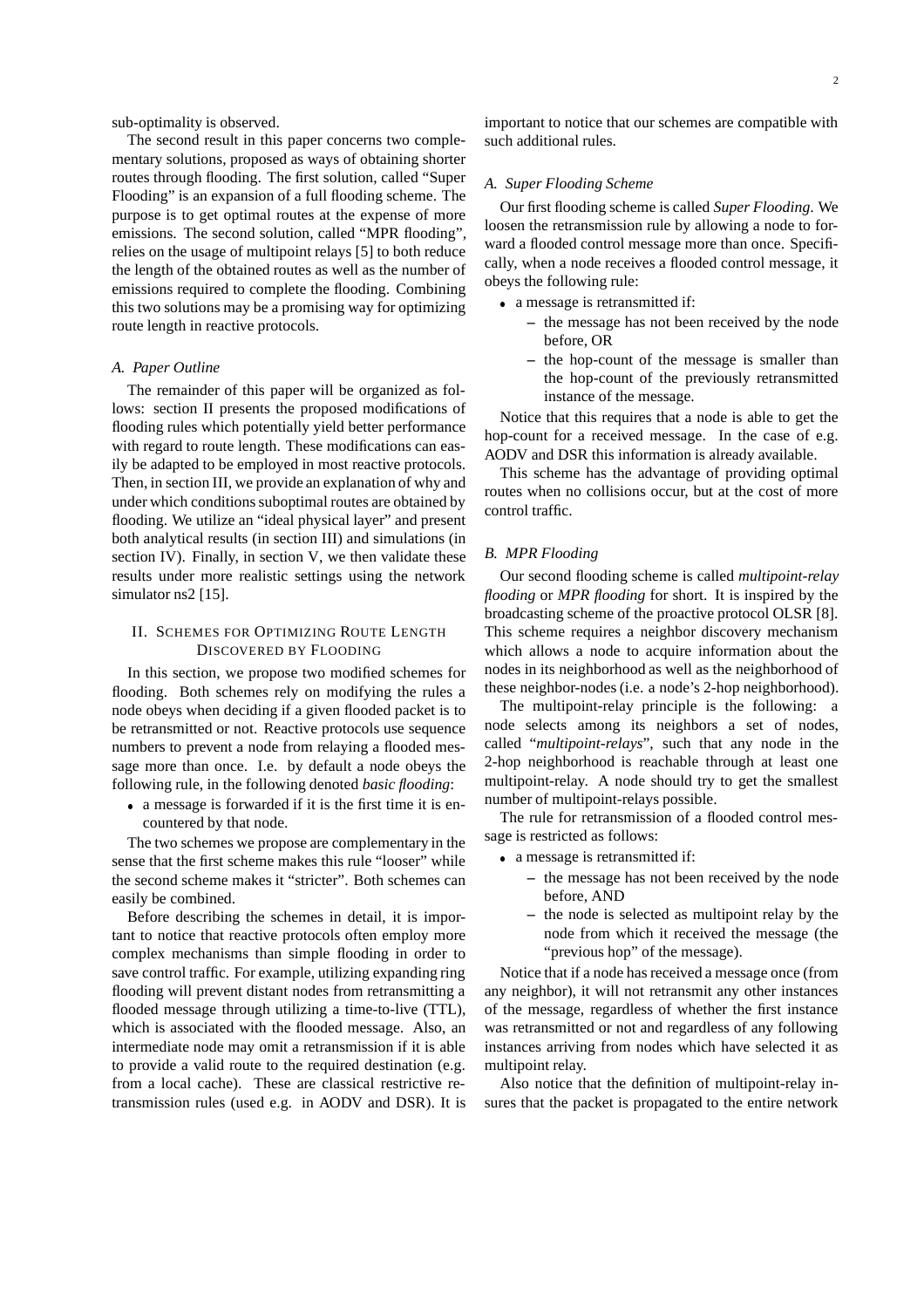sub-optimality is observed.

The second result in this paper concerns two complementary solutions, proposed as ways of obtaining shorter routes through flooding. The first solution, called "Super Flooding" is an expansion of a full flooding scheme. The purpose is to get optimal routes at the expense of more emissions. The second solution, called "MPR flooding", relies on the usage of multipoint relays [5] to both reduce the length of the obtained routes as well as the number of emissions required to complete the flooding. Combining this two solutions may be a promising way for optimizing route length in reactive protocols.

### A. Paper Outline

The remainder of this paper will be organized as follows: section II presents the proposed modifications of flooding rules which potentially yield better performance with regard to route length. These modifications can easily be adapted to be employed in most reactive protocols. Then, in section III, we provide an explanation of why and under which conditions suboptimal routes are obtained by flooding. We utilize an "ideal physical layer" and present both analytical results (in section III) and simulations (in section IV). Finally, in section V, we then validate these results under more realistic settings using the network simulator ns2 [15].

## II. Schemes for Optimizing Route Length Discovered by Flooding

In this section, we propose two modified schemes for flooding. Both schemes rely on modifying the rules a node obeys when deciding if a given flooded packet is to be retransmitted or not. Reactive protocols use sequence numbers to prevent a node from relaying a flooded message more than once. I.e. by default a node obeys the following rule, in the following denoted *basic flooding*:

- a message is forwarded if it is the first time it is encountered by that node.

The two schemes we propose are complementary in the sense that the first scheme makes this rule "looser" while the second scheme makes it "stricter". Both schemes can easily be combined.

Before describing the schemes in detail, it is important to notice that reactive protocols often employ more complex mechanisms than simple flooding in order to save control traffic. For example, utilizing expanding ring flooding will prevent distant nodes from retransmitting a flooded message through utilizing a time-to-live (TTL), which is associated with the flooded message. Also, an intermediate node may omit a retransmission if it is able to provide a valid route to the required destination (e.g. from a local cache). These are classical restrictive retransmission rules (used e.g. in AODV and DSR). It is important to notice that our schemes are compatible with such additional rules.

### A. Super Flooding Scheme

Our first flooding scheme is called *Super Flooding*. We loosen the retransmission rule by allowing a node to forward a flooded control message more than once. Specifically, when a node receives a flooded control message, it obeys the following rule:

- a message is retransmitted if:
  - the message has not been received by the node before, OR
  - the hop-count of the message is smaller than the hop-count of the previously retransmitted instance of the message.

Notice that this requires that a node is able to get the hop-count for a received message. In the case of e.g. AODV and DSR this information is already available.

This scheme has the advantage of providing optimal routes when no collisions occur, but at the cost of more control traffic.

### B. MPR Flooding

Our second flooding scheme is called *multipoint-relay flooding* or *MPR flooding* for short. It is inspired by the broadcasting scheme of the proactive protocol OLSR [8]. This scheme requires a neighbor discovery mechanism which allows a node to acquire information about the nodes in its neighborhood as well as the neighborhood of these neighbor-nodes (i.e. a node's 2-hop neighborhood).

The multipoint-relay principle is the following: a node selects among its neighbors a set of nodes, called "*multipoint-relays*", such that any node in the 2-hop neighborhood is reachable through at least one multipoint-relay. A node should try to get the smallest number of multipoint-relays possible.

The rule for retransmission of a flooded control message is restricted as follows:

- a message is retransmitted if:
  - the message has not been received by the node before, AND
  - the node is selected as multipoint relay by the node from which it received the message (the "previous hop" of the message).

Notice that if a node has received a message once (from any neighbor), it will not retransmit any other instances of the message, regardless of whether the first instance was retransmitted or not and regardless of any following instances arriving from nodes which have selected it as multipoint relay.

Also notice that the definition of multipoint-relay insures that the packet is propagated to the entire network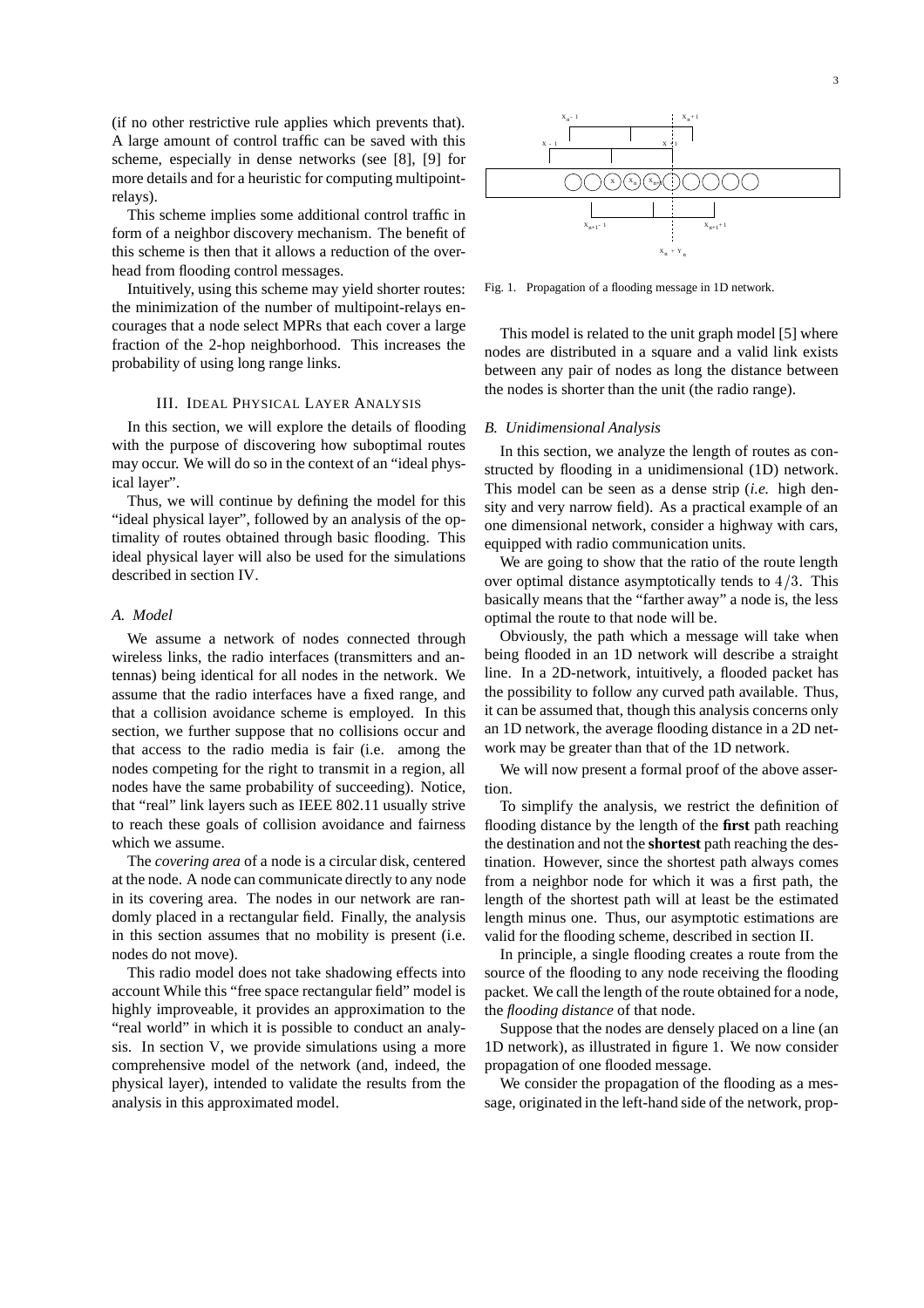(if no other restrictive rule applies which prevents that). A large amount of control traffic can be saved with this scheme, especially in dense networks (see [8], [9] for more details and for a heuristic for computing multipoint-relays).

This scheme implies some additional control traffic in form of a neighbor discovery mechanism. The benefit of this scheme is then that it allows a reduction of the overhead from flooding control messages.

Intuitively, using this scheme may yield shorter routes: the minimization of the number of multipoint-relays encourages that a node select MPRs that each cover a large fraction of the 2-hop neighborhood. This increases the probability of using long range links.

## III. Ideal Physical Layer Analysis

In this section, we will explore the details of flooding with the purpose of discovering how suboptimal routes may occur. We will do so in the context of an "ideal physical layer".

Thus, we will continue by defining the model for this "ideal physical layer", followed by an analysis of the optimality of routes obtained through basic flooding. This ideal physical layer will also be used for the simulations described in section IV.

### *A. Model*

We assume a network of nodes connected through wireless links, the radio interfaces (transmitters and antennas) being identical for all nodes in the network. We assume that the radio interfaces have a fixed range, and that a collision avoidance scheme is employed. In this section, we further suppose that no collisions occur and that access to the radio media is fair (i.e. among the nodes competing for the right to transmit in a region, all nodes have the same probability of succeeding). Notice, that "real" link layers such as IEEE 802.11 usually strive to reach these goals of collision avoidance and fairness which we assume.

The *covering area* of a node is a circular disk, centered at the node. A node can communicate directly to any node in its covering area. The nodes in our network are randomly placed in a rectangular field. Finally, the analysis in this section assumes that no mobility is present (i.e. nodes do not move).

This radio model does not take shadowing effects into account While this "free space rectangular field" model is highly improveable, it provides an approximation to the "real world" in which it is possible to conduct an analysis. In section V, we provide simulations using a more comprehensive model of the network (and, indeed, the physical layer), intended to validate the results from the analysis in this approximated model.

Fig. 1. Propagation of a flooding message in 1D network.

This model is related to the unit graph model [5] where nodes are distributed in a square and a valid link exists between any pair of nodes as long the distance between the nodes is shorter than the unit (the radio range).

### *B. Unidimensional Analysis*

In this section, we analyze the length of routes as constructed by flooding in a unidimensional (1D) network. This model can be seen as a dense strip (*i.e.* high density and very narrow field). As a practical example of an one dimensional network, consider a highway with cars, equipped with radio communication units.

We are going to show that the ratio of the route length over optimal distance asymptotically tends to $4/3$. This basically means that the "farther away" a node is, the less optimal the route to that node will be.

Obviously, the path which a message will take when being flooded in an 1D network will describe a straight line. In a 2D-network, intuitively, a flooded packet has the possibility to follow any curved path available. Thus, it can be assumed that, though this analysis concerns only an 1D network, the average flooding distance in a 2D network may be greater than that of the 1D network.

We will now present a formal proof of the above assertion.

To simplify the analysis, we restrict the definition of flooding distance by the length of the **first** path reaching the destination and not the **shortest** path reaching the destination. However, since the shortest path always comes from a neighbor node for which it was a first path, the length of the shortest path will at least be the estimated length minus one. Thus, our asymptotic estimations are valid for the flooding scheme, described in section II.

In principle, a single flooding creates a route from the source of the flooding to any node receiving the flooding packet. We call the length of the route obtained for a node, the *flooding distance* of that node.

Suppose that the nodes are densely placed on a line (an 1D network), as illustrated in figure 1. We now consider propagation of one flooded message.

We consider the propagation of the flooding as a message, originated in the left-hand side of the network, prop-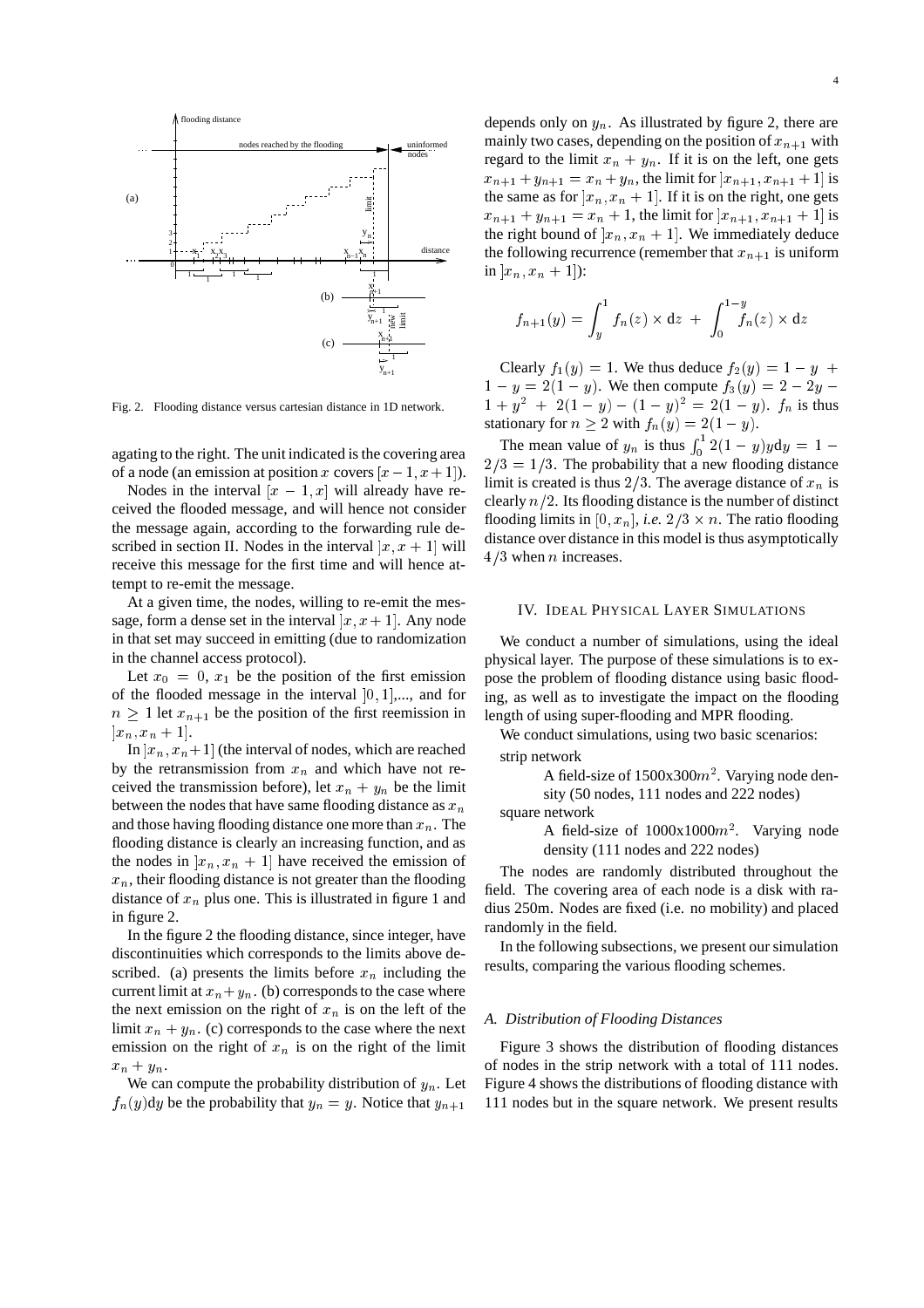Fig. 2. Flooding distance versus cartesian distance in 1D network.

agating to the right. The unit indicated is the covering area of a node (an emission at position $x$ covers $[x-1, x+1]$).

Nodes in the interval $[x-1, x]$ will already have received the flooded message, and will hence not consider the message again, according to the forwarding rule described in section II. Nodes in the interval $]x, x+1]$ will receive this message for the first time and will hence attempt to re-emit the message.

At a given time, the nodes, willing to re-emit the message, form a dense set in the interval $]x, x+1]$. Any node in that set may succeed in emitting (due to randomization in the channel access protocol).

Let $x_0 = 0$, $x_1$ be the position of the first emission of the flooded message in the interval $]0, 1]$,..., and for $n \geq 1$ let $x_{n+1}$ be the position of the first reemission in $]x_n, x_n+1]$.

In $]x_n, x_n+1]$ (the interval of nodes, which are reached by the retransmission from $x_n$ and which have not received the transmission before), let $x_n + y_n$ be the limit between the nodes that have same flooding distance as $x_n$ and those having flooding distance one more than $x_n$. The flooding distance is clearly an increasing function, and as the nodes in $]x_n, x_n+1]$ have received the emission of $x_n$, their flooding distance is not greater than the flooding distance of $x_n$ plus one. This is illustrated in figure 1 and in figure 2.

In the figure 2 the flooding distance, since integer, have discontinuities which corresponds to the limits above described. (a) presents the limits before $x_n$ including the current limit at $x_n + y_n$. (b) corresponds to the case where the next emission on the right of $x_n$ is on the left of the limit $x_n + y_n$. (c) corresponds to the case where the next emission on the right of $x_n$ is on the right of the limit $x_n + y_n$.

We can compute the probability distribution of $y_n$. Let $f_n(y)\mathrm{d}y$ be the probability that $y_n = y$. Notice that $y_{n+1}$ depends only on $y_n$. As illustrated by figure 2, there are mainly two cases, depending on the position of $x_{n+1}$ with regard to the limit $x_n + y_n$. If it is on the left, one gets $x_{n+1} + y_{n+1} = x_n + y_n$, the limit for $]x_{n+1}, x_{n+1}+1]$ is the same as for $]x_n, x_n+1]$. If it is on the right, one gets $x_{n+1} + y_{n+1} = x_n + 1$, the limit for $]x_{n+1}, x_{n+1}+1]$ is the right bound of $]x_n, x_n+1]$. We immediately deduce the following recurrence (remember that $x_{n+1}$ is uniform in $]x_n, x_n+1]$):

$$f_{n+1}(y) = \int_y^1 f_n(z) \times \mathrm{d}z \; + \; \int_0^{1-y} f_n(z) \times \mathrm{d}z$$

Clearly $f_1(y) = 1$. We thus deduce $f_2(y) = 1 - y + 1 - y = 2(1-y)$. We then compute $f_3(y) = 2 - 2y - 1 + y^2 + 2(1-y) - (1-y)^2 = 2(1-y)$. $f_n$ is thus stationary for $n \geq 2$ with $f_n(y) = 2(1-y)$.

The mean value of $y_n$ is thus $\int_0^1 2(1-y)y\mathrm{d}y = 1 - 2/3 = 1/3$. The probability that a new flooding distance limit is created is thus $2/3$. The average distance of $x_n$ is clearly $n/2$. Its flooding distance is the number of distinct flooding limits in $[0, x_n]$, *i.e.* $2/3 \times n$. The ratio flooding distance over distance in this model is thus asymptotically $4/3$ when $n$ increases.

## IV. Ideal Physical Layer Simulations

We conduct a number of simulations, using the ideal physical layer. The purpose of these simulations is to expose the problem of flooding distance using basic flooding, as well as to investigate the impact on the flooding length of using super-flooding and MPR flooding.

We conduct simulations, using two basic scenarios:

strip network
: A field-size of 1500x300$m^2$. Varying node density (50 nodes, 111 nodes and 222 nodes)

square network
: A field-size of 1000x1000$m^2$. Varying node density (111 nodes and 222 nodes)

The nodes are randomly distributed throughout the field. The covering area of each node is a disk with radius 250m. Nodes are fixed (i.e. no mobility) and placed randomly in the field.

In the following subsections, we present our simulation results, comparing the various flooding schemes.

### A. Distribution of Flooding Distances

Figure 3 shows the distribution of flooding distances of nodes in the strip network with a total of 111 nodes. Figure 4 shows the distributions of flooding distance with 111 nodes but in the square network. We present results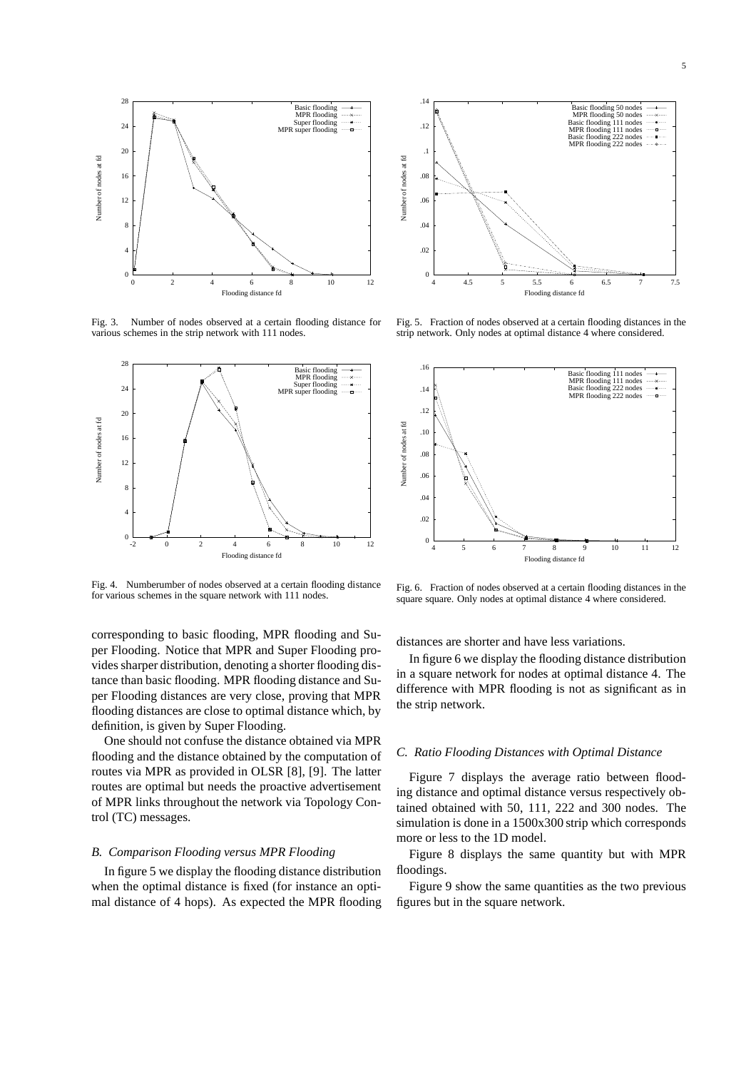Fig. 3. Number of nodes observed at a certain flooding distance for various schemes in the strip network with 111 nodes.

Fig. 4. Numberumber of nodes observed at a certain flooding distance for various schemes in the square network with 111 nodes.

Fig. 5. Fraction of nodes observed at a certain flooding distances in the strip network. Only nodes at optimal distance 4 where considered.

Fig. 6. Fraction of nodes observed at a certain flooding distances in the square square. Only nodes at optimal distance 4 where considered.

corresponding to basic flooding, MPR flooding and Super Flooding. Notice that MPR and Super Flooding provides sharper distribution, denoting a shorter flooding distance than basic flooding. MPR flooding distance and Super Flooding distances are very close, proving that MPR flooding distances are close to optimal distance which, by definition, is given by Super Flooding.

One should not confuse the distance obtained via MPR flooding and the distance obtained by the computation of routes via MPR as provided in OLSR [8], [9]. The latter routes are optimal but needs the proactive advertisement of MPR links throughout the network via Topology Control (TC) messages.

### *B. Comparison Flooding versus MPR Flooding*

In figure 5 we display the flooding distance distribution when the optimal distance is fixed (for instance an optimal distance of 4 hops). As expected the MPR flooding distances are shorter and have less variations.

In figure 6 we display the flooding distance distribution in a square network for nodes at optimal distance 4. The difference with MPR flooding is not as significant as in the strip network.

### *C. Ratio Flooding Distances with Optimal Distance*

Figure 7 displays the average ratio between flooding distance and optimal distance versus respectively obtained obtained with 50, 111, 222 and 300 nodes. The simulation is done in a 1500x300 strip which corresponds more or less to the 1D model.

Figure 8 displays the same quantity but with MPR floodings.

Figure 9 show the same quantities as the two previous figures but in the square network.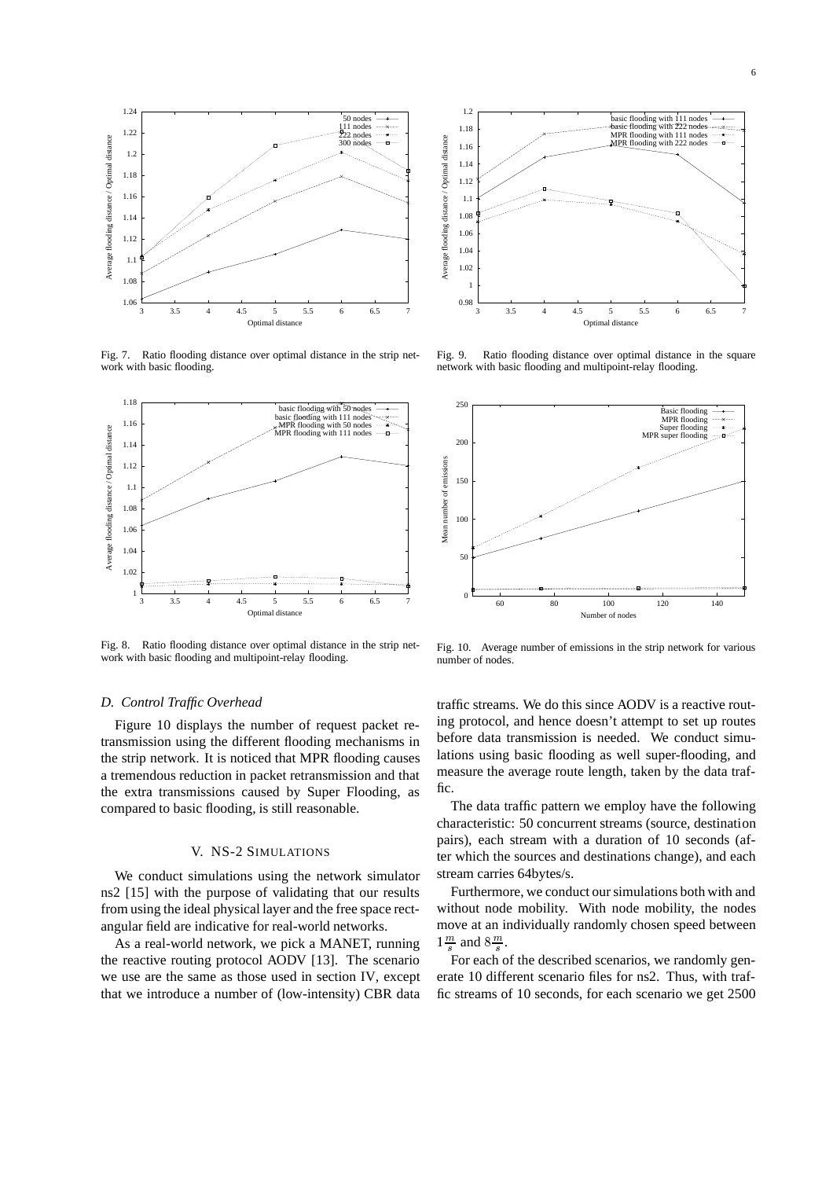Fig. 7. Ratio flooding distance over optimal distance in the strip network with basic flooding.

Fig. 9. Ratio flooding distance over optimal distance in the square network with basic flooding and multipoint-relay flooding.

Fig. 8. Ratio flooding distance over optimal distance in the strip network with basic flooding and multipoint-relay flooding.

Fig. 10. Average number of emissions in the strip network for various number of nodes.

### *D. Control Traffic Overhead*

Figure 10 displays the number of request packet retransmission using the different flooding mechanisms in the strip network. It is noticed that MPR flooding causes a tremendous reduction in packet retransmission and that the extra transmissions caused by Super Flooding, as compared to basic flooding, is still reasonable.

## V. NS-2 Simulations

We conduct simulations using the network simulator ns2 [15] with the purpose of validating that our results from using the ideal physical layer and the free space rectangular field are indicative for real-world networks.

As a real-world network, we pick a MANET, running the reactive routing protocol AODV [13]. The scenario we use are the same as those used in section IV, except that we introduce a number of (low-intensity) CBR data traffic streams. We do this since AODV is a reactive routing protocol, and hence doesn't attempt to set up routes before data transmission is needed. We conduct simulations using basic flooding as well super-flooding, and measure the average route length, taken by the data traffic.

The data traffic pattern we employ have the following characteristic: 50 concurrent streams (source, destination pairs), each stream with a duration of 10 seconds (after which the sources and destinations change), and each stream carries 64bytes/s.

Furthermore, we conduct our simulations both with and without node mobility. With node mobility, the nodes move at an individually randomly chosen speed between $1\frac{m}{s}$ and $8\frac{m}{s}$.

For each of the described scenarios, we randomly generate 10 different scenario files for ns2. Thus, with traffic streams of 10 seconds, for each scenario we get 2500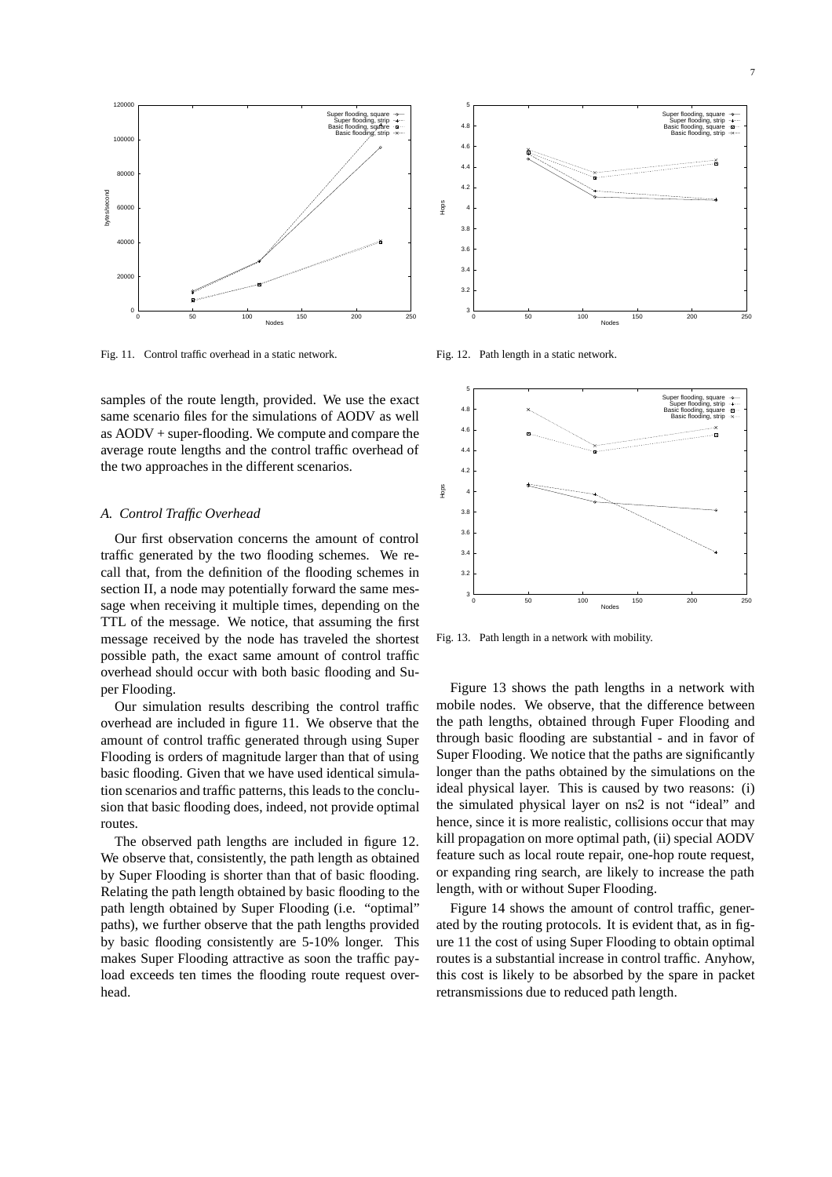Fig. 11. Control traffic overhead in a static network.

Fig. 12. Path length in a static network.

Fig. 13. Path length in a network with mobility.

samples of the route length, provided. We use the exact same scenario files for the simulations of AODV as well as AODV + super-flooding. We compute and compare the average route lengths and the control traffic overhead of the two approaches in the different scenarios.

### *A. Control Traffic Overhead*

Our first observation concerns the amount of control traffic generated by the two flooding schemes. We recall that, from the definition of the flooding schemes in section II, a node may potentially forward the same message when receiving it multiple times, depending on the TTL of the message. We notice, that assuming the first message received by the node has traveled the shortest possible path, the exact same amount of control traffic overhead should occur with both basic flooding and Super Flooding.

Our simulation results describing the control traffic overhead are included in figure 11. We observe that the amount of control traffic generated through using Super Flooding is orders of magnitude larger than that of using basic flooding. Given that we have used identical simulation scenarios and traffic patterns, this leads to the conclusion that basic flooding does, indeed, not provide optimal routes.

The observed path lengths are included in figure 12. We observe that, consistently, the path length as obtained by Super Flooding is shorter than that of basic flooding. Relating the path length obtained by basic flooding to the path length obtained by Super Flooding (i.e. "optimal" paths), we further observe that the path lengths provided by basic flooding consistently are 5-10% longer. This makes Super Flooding attractive as soon the traffic payload exceeds ten times the flooding route request overhead.

Figure 13 shows the path lengths in a network with mobile nodes. We observe, that the difference between the path lengths, obtained through Fuper Flooding and through basic flooding are substantial - and in favor of Super Flooding. We notice that the paths are significantly longer than the paths obtained by the simulations on the ideal physical layer. This is caused by two reasons: (i) the simulated physical layer on ns2 is not "ideal" and hence, since it is more realistic, collisions occur that may kill propagation on more optimal path, (ii) special AODV feature such as local route repair, one-hop route request, or expanding ring search, are likely to increase the path length, with or without Super Flooding.

Figure 14 shows the amount of control traffic, generated by the routing protocols. It is evident that, as in figure 11 the cost of using Super Flooding to obtain optimal routes is a substantial increase in control traffic. Anyhow, this cost is likely to be absorbed by the spare in packet retransmissions due to reduced path length.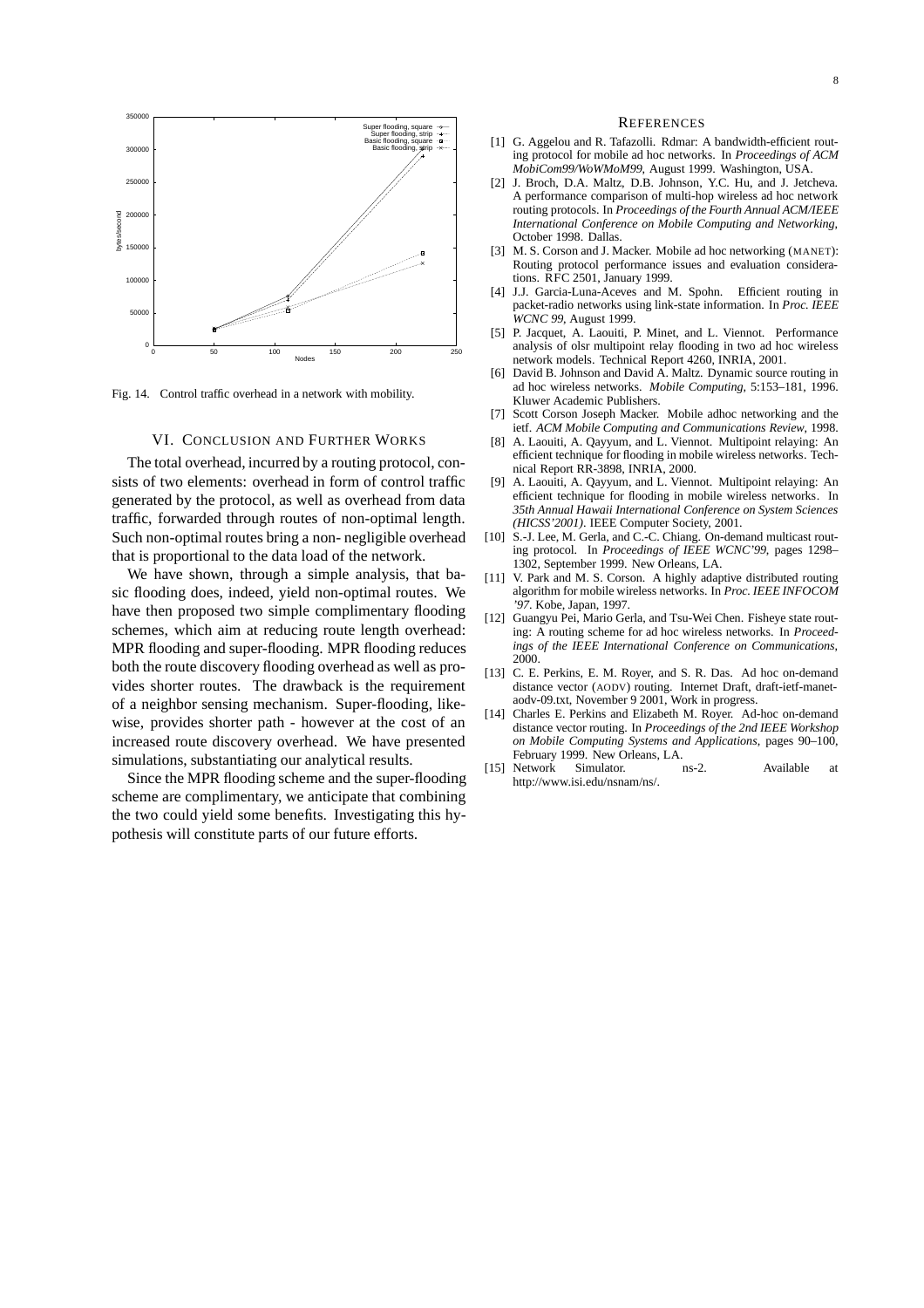350000
300000
250000
200000
150000
100000
50000
0

bytes/second

0 50 100 150 200 250

Nodes

Super flooding, square
Super flooding, strip
Basic flooding, square
Basic flooding, strip

Fig. 14. Control traffic overhead in a network with mobility.

## VI. Conclusion and Further Works

The total overhead, incurred by a routing protocol, consists of two elements: overhead in form of control traffic generated by the protocol, as well as overhead from data traffic, forwarded through routes of non-optimal length. Such non-optimal routes bring a non- negligible overhead that is proportional to the data load of the network.

We have shown, through a simple analysis, that basic flooding does, indeed, yield non-optimal routes. We have then proposed two simple complimentary flooding schemes, which aim at reducing route length overhead: MPR flooding and super-flooding. MPR flooding reduces both the route discovery flooding overhead as well as provides shorter routes. The drawback is the requirement of a neighbor sensing mechanism. Super-flooding, likewise, provides shorter path - however at the cost of an increased route discovery overhead. We have presented simulations, substantiating our analytical results.

Since the MPR flooding scheme and the super-flooding scheme are complimentary, we anticipate that combining the two could yield some benefits. Investigating this hypothesis will constitute parts of our future efforts.

## References

[1] G. Aggelou and R. Tafazolli. Rdmar: A bandwidth-efficient routing protocol for mobile ad hoc networks. In *Proceedings of ACM MobiCom99/WoWMoM99*, August 1999. Washington, USA.

[2] J. Broch, D.A. Maltz, D.B. Johnson, Y.C. Hu, and J. Jetcheva. A performance comparison of multi-hop wireless ad hoc network routing protocols. In *Proceedings of the Fourth Annual ACM/IEEE International Conference on Mobile Computing and Networking*, October 1998. Dallas.

[3] M. S. Corson and J. Macker. Mobile ad hoc networking (MANET): Routing protocol performance issues and evaluation considerations. RFC 2501, January 1999.

[4] J.J. Garcia-Luna-Aceves and M. Spohn. Efficient routing in packet-radio networks using link-state information. In *Proc. IEEE WCNC 99*, August 1999.

[5] P. Jacquet, A. Laouiti, P. Minet, and L. Viennot. Performance analysis of olsr multipoint relay flooding in two ad hoc wireless network models. Technical Report 4260, INRIA, 2001.

[6] David B. Johnson and David A. Maltz. Dynamic source routing in ad hoc wireless networks. *Mobile Computing*, 5:153–181, 1996. Kluwer Academic Publishers.

[7] Scott Corson Joseph Macker. Mobile adhoc networking and the ietf. *ACM Mobile Computing and Communications Review*, 1998.

[8] A. Laouiti, A. Qayyum, and L. Viennot. Multipoint relaying: An efficient technique for flooding in mobile wireless networks. Technical Report RR-3898, INRIA, 2000.

[9] A. Laouiti, A. Qayyum, and L. Viennot. Multipoint relaying: An efficient technique for flooding in mobile wireless networks. In *35th Annual Hawaii International Conference on System Sciences (HICSS'2001)*. IEEE Computer Society, 2001.

[10] S.-J. Lee, M. Gerla, and C.-C. Chiang. On-demand multicast routing protocol. In *Proceedings of IEEE WCNC'99*, pages 1298–1302, September 1999. New Orleans, LA.

[11] V. Park and M. S. Corson. A highly adaptive distributed routing algorithm for mobile wireless networks. In *Proc. IEEE INFOCOM '97*. Kobe, Japan, 1997.

[12] Guangyu Pei, Mario Gerla, and Tsu-Wei Chen. Fisheye state routing: A routing scheme for ad hoc wireless networks. In *Proceedings of the IEEE International Conference on Communications*, 2000.

[13] C. E. Perkins, E. M. Royer, and S. R. Das. Ad hoc on-demand distance vector (AODV) routing. Internet Draft, draft-ietf-manet-aodv-09.txt, November 9 2001, Work in progress.

[14] Charles E. Perkins and Elizabeth M. Royer. Ad-hoc on-demand distance vector routing. In *Proceedings of the 2nd IEEE Workshop on Mobile Computing Systems and Applications*, pages 90–100, February 1999. New Orleans, LA.

[15] Network Simulator. ns-2. Available at http://www.isi.edu/nsnam/ns/.